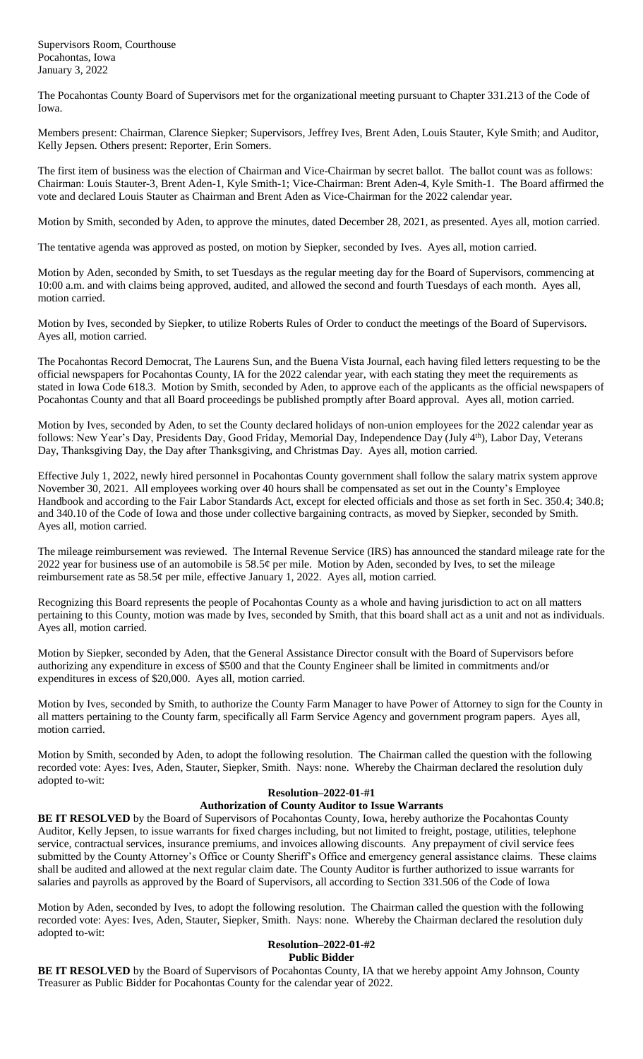Supervisors Room, Courthouse
Pocahontas, Iowa
January 3, 2022

The Pocahontas County Board of Supervisors met for the organizational meeting pursuant to Chapter 331.213 of the Code of Iowa.

Members present: Chairman, Clarence Siepker; Supervisors, Jeffrey Ives, Brent Aden, Louis Stauter, Kyle Smith; and Auditor, Kelly Jepsen. Others present: Reporter, Erin Somers.

The first item of business was the election of Chairman and Vice-Chairman by secret ballot. The ballot count was as follows: Chairman: Louis Stauter-3, Brent Aden-1, Kyle Smith-1; Vice-Chairman: Brent Aden-4, Kyle Smith-1. The Board affirmed the vote and declared Louis Stauter as Chairman and Brent Aden as Vice-Chairman for the 2022 calendar year.

Motion by Smith, seconded by Aden, to approve the minutes, dated December 28, 2021, as presented. Ayes all, motion carried.

The tentative agenda was approved as posted, on motion by Siepker, seconded by Ives. Ayes all, motion carried.

Motion by Aden, seconded by Smith, to set Tuesdays as the regular meeting day for the Board of Supervisors, commencing at 10:00 a.m. and with claims being approved, audited, and allowed the second and fourth Tuesdays of each month. Ayes all, motion carried.

Motion by Ives, seconded by Siepker, to utilize Roberts Rules of Order to conduct the meetings of the Board of Supervisors. Ayes all, motion carried.

The Pocahontas Record Democrat, The Laurens Sun, and the Buena Vista Journal, each having filed letters requesting to be the official newspapers for Pocahontas County, IA for the 2022 calendar year, with each stating they meet the requirements as stated in Iowa Code 618.3. Motion by Smith, seconded by Aden, to approve each of the applicants as the official newspapers of Pocahontas County and that all Board proceedings be published promptly after Board approval. Ayes all, motion carried.

Motion by Ives, seconded by Aden, to set the County declared holidays of non-union employees for the 2022 calendar year as follows: New Year's Day, Presidents Day, Good Friday, Memorial Day, Independence Day (July 4th), Labor Day, Veterans Day, Thanksgiving Day, the Day after Thanksgiving, and Christmas Day. Ayes all, motion carried.

Effective July 1, 2022, newly hired personnel in Pocahontas County government shall follow the salary matrix system approve November 30, 2021. All employees working over 40 hours shall be compensated as set out in the County's Employee Handbook and according to the Fair Labor Standards Act, except for elected officials and those as set forth in Sec. 350.4; 340.8; and 340.10 of the Code of Iowa and those under collective bargaining contracts, as moved by Siepker, seconded by Smith. Ayes all, motion carried.

The mileage reimbursement was reviewed. The Internal Revenue Service (IRS) has announced the standard mileage rate for the 2022 year for business use of an automobile is 58.5¢ per mile. Motion by Aden, seconded by Ives, to set the mileage reimbursement rate as 58.5¢ per mile, effective January 1, 2022. Ayes all, motion carried.

Recognizing this Board represents the people of Pocahontas County as a whole and having jurisdiction to act on all matters pertaining to this County, motion was made by Ives, seconded by Smith, that this board shall act as a unit and not as individuals. Ayes all, motion carried.

Motion by Siepker, seconded by Aden, that the General Assistance Director consult with the Board of Supervisors before authorizing any expenditure in excess of $500 and that the County Engineer shall be limited in commitments and/or expenditures in excess of $20,000. Ayes all, motion carried.

Motion by Ives, seconded by Smith, to authorize the County Farm Manager to have Power of Attorney to sign for the County in all matters pertaining to the County farm, specifically all Farm Service Agency and government program papers. Ayes all, motion carried.

Motion by Smith, seconded by Aden, to adopt the following resolution. The Chairman called the question with the following recorded vote: Ayes: Ives, Aden, Stauter, Siepker, Smith. Nays: none. Whereby the Chairman declared the resolution duly adopted to-wit:

**Resolution–2022-01-#1**
**Authorization of County Auditor to Issue Warrants**

**BE IT RESOLVED** by the Board of Supervisors of Pocahontas County, Iowa, hereby authorize the Pocahontas County Auditor, Kelly Jepsen, to issue warrants for fixed charges including, but not limited to freight, postage, utilities, telephone service, contractual services, insurance premiums, and invoices allowing discounts. Any prepayment of civil service fees submitted by the County Attorney's Office or County Sheriff's Office and emergency general assistance claims. These claims shall be audited and allowed at the next regular claim date. The County Auditor is further authorized to issue warrants for salaries and payrolls as approved by the Board of Supervisors, all according to Section 331.506 of the Code of Iowa

Motion by Aden, seconded by Ives, to adopt the following resolution. The Chairman called the question with the following recorded vote: Ayes: Ives, Aden, Stauter, Siepker, Smith. Nays: none. Whereby the Chairman declared the resolution duly adopted to-wit:

**Resolution–2022-01-#2**
**Public Bidder**

**BE IT RESOLVED** by the Board of Supervisors of Pocahontas County, IA that we hereby appoint Amy Johnson, County Treasurer as Public Bidder for Pocahontas County for the calendar year of 2022.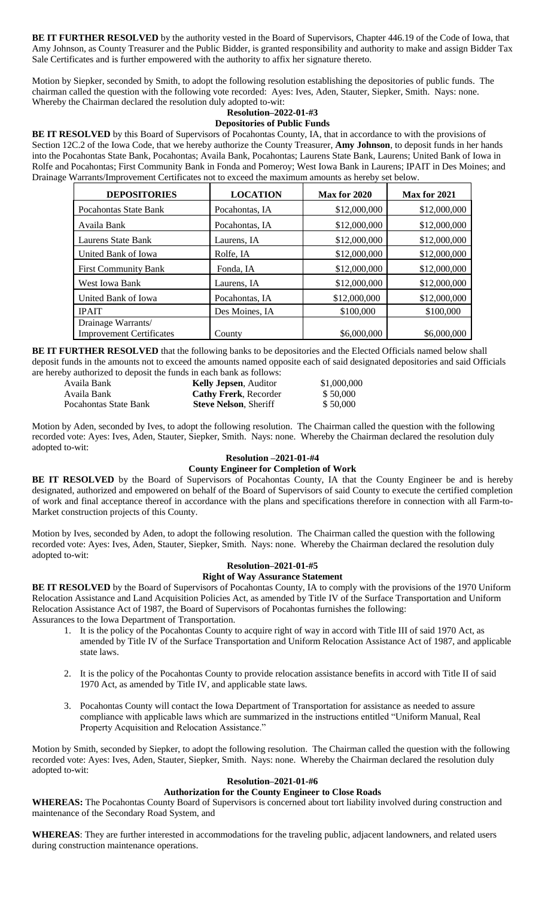**BE IT FURTHER RESOLVED** by the authority vested in the Board of Supervisors, Chapter 446.19 of the Code of Iowa, that Amy Johnson, as County Treasurer and the Public Bidder, is granted responsibility and authority to make and assign Bidder Tax Sale Certificates and is further empowered with the authority to affix her signature thereto.

Motion by Siepker, seconded by Smith, to adopt the following resolution establishing the depositories of public funds. The chairman called the question with the following vote recorded: Ayes: Ives, Aden, Stauter, Siepker, Smith. Nays: none. Whereby the Chairman declared the resolution duly adopted to-wit:

**Resolution–2022-01-#3**
**Depositories of Public Funds**

**BE IT RESOLVED** by this Board of Supervisors of Pocahontas County, IA, that in accordance to with the provisions of Section 12C.2 of the Iowa Code, that we hereby authorize the County Treasurer, **Amy Johnson**, to deposit funds in her hands into the Pocahontas State Bank, Pocahontas; Availa Bank, Pocahontas; Laurens State Bank, Laurens; United Bank of Iowa in Rolfe and Pocahontas; First Community Bank in Fonda and Pomeroy; West Iowa Bank in Laurens; IPAIT in Des Moines; and Drainage Warrants/Improvement Certificates not to exceed the maximum amounts as hereby set below.

| DEPOSITORIES | LOCATION | Max for 2020 | Max for 2021 |
|---|---|---|---|
| Pocahontas State Bank | Pocahontas, IA | $12,000,000 | $12,000,000 |
| Availa Bank | Pocahontas, IA | $12,000,000 | $12,000,000 |
| Laurens State Bank | Laurens, IA | $12,000,000 | $12,000,000 |
| United Bank of Iowa | Rolfe, IA | $12,000,000 | $12,000,000 |
| First Community Bank | Fonda, IA | $12,000,000 | $12,000,000 |
| West Iowa Bank | Laurens, IA | $12,000,000 | $12,000,000 |
| United Bank of Iowa | Pocahontas, IA | $12,000,000 | $12,000,000 |
| IPAIT | Des Moines, IA | $100,000 | $100,000 |
| Drainage Warrants/ Improvement Certificates | County | $6,000,000 | $6,000,000 |

**BE IT FURTHER RESOLVED** that the following banks to be depositories and the Elected Officials named below shall deposit funds in the amounts not to exceed the amounts named opposite each of said designated depositories and said Officials are hereby authorized to deposit the funds in each bank as follows:

| | | |
|---|---|---|
| Availa Bank | **Kelly Jepsen**, Auditor | $1,000,000 |
| Availa Bank | **Cathy Frerk**, Recorder | $ 50,000 |
| Pocahontas State Bank | **Steve Nelson**, Sheriff | $ 50,000 |

Motion by Aden, seconded by Ives, to adopt the following resolution. The Chairman called the question with the following recorded vote: Ayes: Ives, Aden, Stauter, Siepker, Smith. Nays: none. Whereby the Chairman declared the resolution duly adopted to-wit:

**Resolution –2021-01-#4**
**County Engineer for Completion of Work**

**BE IT RESOLVED** by the Board of Supervisors of Pocahontas County, IA that the County Engineer be and is hereby designated, authorized and empowered on behalf of the Board of Supervisors of said County to execute the certified completion of work and final acceptance thereof in accordance with the plans and specifications therefore in connection with all Farm-to-Market construction projects of this County.

Motion by Ives, seconded by Aden, to adopt the following resolution. The Chairman called the question with the following recorded vote: Ayes: Ives, Aden, Stauter, Siepker, Smith. Nays: none. Whereby the Chairman declared the resolution duly adopted to-wit:

**Resolution–2021-01-#5**
**Right of Way Assurance Statement**

**BE IT RESOLVED** by the Board of Supervisors of Pocahontas County, IA to comply with the provisions of the 1970 Uniform Relocation Assistance and Land Acquisition Policies Act, as amended by Title IV of the Surface Transportation and Uniform Relocation Assistance Act of 1987, the Board of Supervisors of Pocahontas furnishes the following:
Assurances to the Iowa Department of Transportation.

1. It is the policy of the Pocahontas County to acquire right of way in accord with Title III of said 1970 Act, as amended by Title IV of the Surface Transportation and Uniform Relocation Assistance Act of 1987, and applicable state laws.

2. It is the policy of the Pocahontas County to provide relocation assistance benefits in accord with Title II of said 1970 Act, as amended by Title IV, and applicable state laws.

3. Pocahontas County will contact the Iowa Department of Transportation for assistance as needed to assure compliance with applicable laws which are summarized in the instructions entitled "Uniform Manual, Real Property Acquisition and Relocation Assistance."

Motion by Smith, seconded by Siepker, to adopt the following resolution. The Chairman called the question with the following recorded vote: Ayes: Ives, Aden, Stauter, Siepker, Smith. Nays: none. Whereby the Chairman declared the resolution duly adopted to-wit:

**Resolution–2021-01-#6**
**Authorization for the County Engineer to Close Roads**

**WHEREAS:** The Pocahontas County Board of Supervisors is concerned about tort liability involved during construction and maintenance of the Secondary Road System, and

**WHEREAS**: They are further interested in accommodations for the traveling public, adjacent landowners, and related users during construction maintenance operations.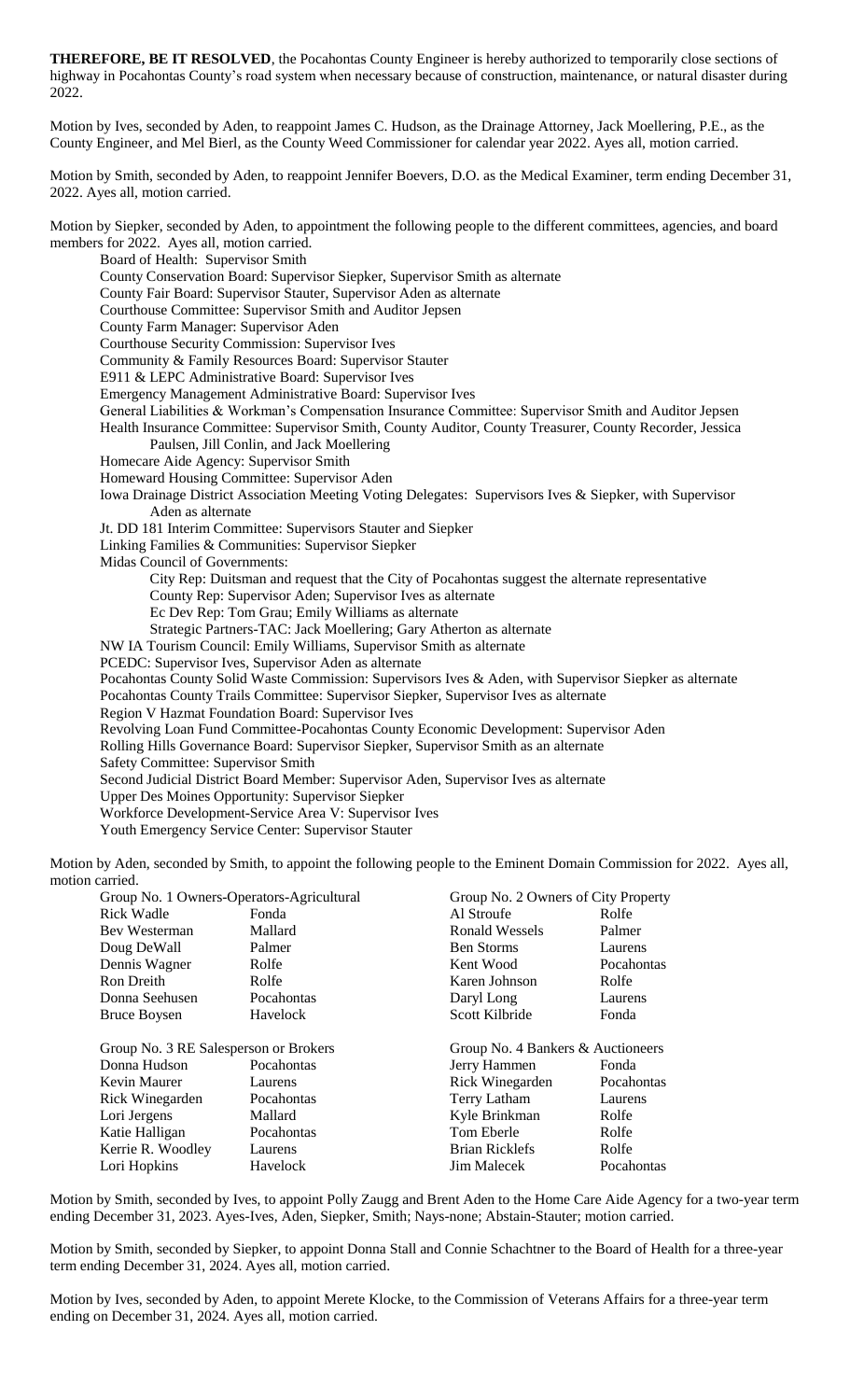**THEREFORE, BE IT RESOLVED**, the Pocahontas County Engineer is hereby authorized to temporarily close sections of highway in Pocahontas County's road system when necessary because of construction, maintenance, or natural disaster during 2022.

Motion by Ives, seconded by Aden, to reappoint James C. Hudson, as the Drainage Attorney, Jack Moellering, P.E., as the County Engineer, and Mel Bierl, as the County Weed Commissioner for calendar year 2022. Ayes all, motion carried.

Motion by Smith, seconded by Aden, to reappoint Jennifer Boevers, D.O. as the Medical Examiner, term ending December 31, 2022. Ayes all, motion carried.

Motion by Siepker, seconded by Aden, to appointment the following people to the different committees, agencies, and board members for 2022. Ayes all, motion carried.

- Board of Health: Supervisor Smith
- County Conservation Board: Supervisor Siepker, Supervisor Smith as alternate
- County Fair Board: Supervisor Stauter, Supervisor Aden as alternate
- Courthouse Committee: Supervisor Smith and Auditor Jepsen
- County Farm Manager: Supervisor Aden
- Courthouse Security Commission: Supervisor Ives
- Community & Family Resources Board: Supervisor Stauter
- E911 & LEPC Administrative Board: Supervisor Ives
- Emergency Management Administrative Board: Supervisor Ives
- General Liabilities & Workman's Compensation Insurance Committee: Supervisor Smith and Auditor Jepsen
- Health Insurance Committee: Supervisor Smith, County Auditor, County Treasurer, County Recorder, Jessica Paulsen, Jill Conlin, and Jack Moellering
- Homecare Aide Agency: Supervisor Smith
- Homeward Housing Committee: Supervisor Aden
- Iowa Drainage District Association Meeting Voting Delegates: Supervisors Ives & Siepker, with Supervisor Aden as alternate
- Jt. DD 181 Interim Committee: Supervisors Stauter and Siepker
- Linking Families & Communities: Supervisor Siepker
- Midas Council of Governments:
  - City Rep: Duitsman and request that the City of Pocahontas suggest the alternate representative
  - County Rep: Supervisor Aden; Supervisor Ives as alternate
  - Ec Dev Rep: Tom Grau; Emily Williams as alternate
  - Strategic Partners-TAC: Jack Moellering; Gary Atherton as alternate
- NW IA Tourism Council: Emily Williams, Supervisor Smith as alternate
- PCEDC: Supervisor Ives, Supervisor Aden as alternate
- Pocahontas County Solid Waste Commission: Supervisors Ives & Aden, with Supervisor Siepker as alternate
- Pocahontas County Trails Committee: Supervisor Siepker, Supervisor Ives as alternate
- Region V Hazmat Foundation Board: Supervisor Ives
- Revolving Loan Fund Committee-Pocahontas County Economic Development: Supervisor Aden
- Rolling Hills Governance Board: Supervisor Siepker, Supervisor Smith as an alternate
- Safety Committee: Supervisor Smith
- Second Judicial District Board Member: Supervisor Aden, Supervisor Ives as alternate
- Upper Des Moines Opportunity: Supervisor Siepker
- Workforce Development-Service Area V: Supervisor Ives
- Youth Emergency Service Center: Supervisor Stauter

Motion by Aden, seconded by Smith, to appoint the following people to the Eminent Domain Commission for 2022. Ayes all, motion carried.

| Group No. 1 Owners-Operators-Agricultural | | Group No. 2 Owners of City Property | |
|---|---|---|---|
| Rick Wadle | Fonda | Al Stroufe | Rolfe |
| Bev Westerman | Mallard | Ronald Wessels | Palmer |
| Doug DeWall | Palmer | Ben Storms | Laurens |
| Dennis Wagner | Rolfe | Kent Wood | Pocahontas |
| Ron Dreith | Rolfe | Karen Johnson | Rolfe |
| Donna Seehusen | Pocahontas | Daryl Long | Laurens |
| Bruce Boysen | Havelock | Scott Kilbride | Fonda |

| Group No. 3 RE Salesperson or Brokers | | Group No. 4 Bankers & Auctioneers | |
|---|---|---|---|
| Donna Hudson | Pocahontas | Jerry Hammen | Fonda |
| Kevin Maurer | Laurens | Rick Winegarden | Pocahontas |
| Rick Winegarden | Pocahontas | Terry Latham | Laurens |
| Lori Jergens | Mallard | Kyle Brinkman | Rolfe |
| Katie Halligan | Pocahontas | Tom Eberle | Rolfe |
| Kerrie R. Woodley | Laurens | Brian Ricklefs | Rolfe |
| Lori Hopkins | Havelock | Jim Malecek | Pocahontas |

Motion by Smith, seconded by Ives, to appoint Polly Zaugg and Brent Aden to the Home Care Aide Agency for a two-year term ending December 31, 2023. Ayes-Ives, Aden, Siepker, Smith; Nays-none; Abstain-Stauter; motion carried.

Motion by Smith, seconded by Siepker, to appoint Donna Stall and Connie Schachtner to the Board of Health for a three-year term ending December 31, 2024. Ayes all, motion carried.

Motion by Ives, seconded by Aden, to appoint Merete Klocke, to the Commission of Veterans Affairs for a three-year term ending on December 31, 2024. Ayes all, motion carried.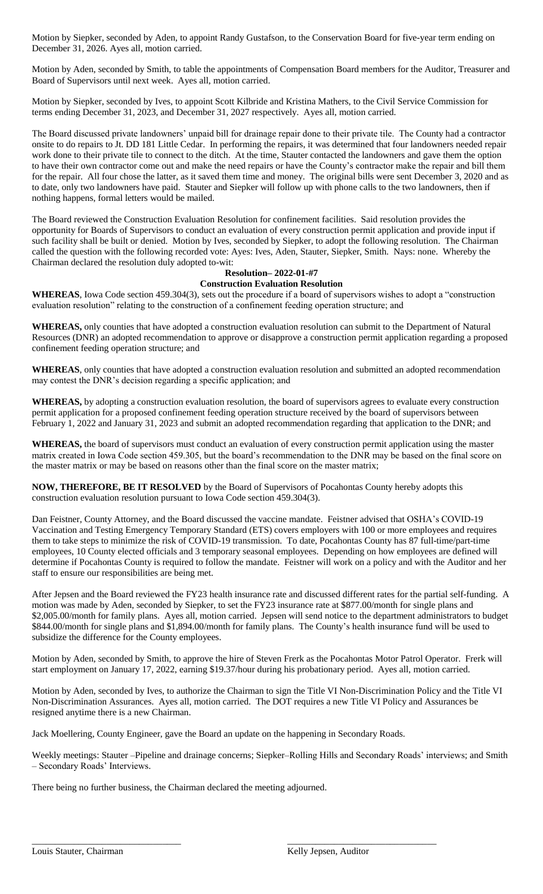Motion by Siepker, seconded by Aden, to appoint Randy Gustafson, to the Conservation Board for five-year term ending on December 31, 2026. Ayes all, motion carried.

Motion by Aden, seconded by Smith, to table the appointments of Compensation Board members for the Auditor, Treasurer and Board of Supervisors until next week. Ayes all, motion carried.

Motion by Siepker, seconded by Ives, to appoint Scott Kilbride and Kristina Mathers, to the Civil Service Commission for terms ending December 31, 2023, and December 31, 2027 respectively. Ayes all, motion carried.

The Board discussed private landowners' unpaid bill for drainage repair done to their private tile. The County had a contractor onsite to do repairs to Jt. DD 181 Little Cedar. In performing the repairs, it was determined that four landowners needed repair work done to their private tile to connect to the ditch. At the time, Stauter contacted the landowners and gave them the option to have their own contractor come out and make the need repairs or have the County's contractor make the repair and bill them for the repair. All four chose the latter, as it saved them time and money. The original bills were sent December 3, 2020 and as to date, only two landowners have paid. Stauter and Siepker will follow up with phone calls to the two landowners, then if nothing happens, formal letters would be mailed.

The Board reviewed the Construction Evaluation Resolution for confinement facilities. Said resolution provides the opportunity for Boards of Supervisors to conduct an evaluation of every construction permit application and provide input if such facility shall be built or denied. Motion by Ives, seconded by Siepker, to adopt the following resolution. The Chairman called the question with the following recorded vote: Ayes: Ives, Aden, Stauter, Siepker, Smith. Nays: none. Whereby the Chairman declared the resolution duly adopted to-wit:

**Resolution– 2022-01-#7**
**Construction Evaluation Resolution**

**WHEREAS**, Iowa Code section 459.304(3), sets out the procedure if a board of supervisors wishes to adopt a "construction evaluation resolution" relating to the construction of a confinement feeding operation structure; and

**WHEREAS,** only counties that have adopted a construction evaluation resolution can submit to the Department of Natural Resources (DNR) an adopted recommendation to approve or disapprove a construction permit application regarding a proposed confinement feeding operation structure; and

**WHEREAS**, only counties that have adopted a construction evaluation resolution and submitted an adopted recommendation may contest the DNR's decision regarding a specific application; and

**WHEREAS,** by adopting a construction evaluation resolution, the board of supervisors agrees to evaluate every construction permit application for a proposed confinement feeding operation structure received by the board of supervisors between February 1, 2022 and January 31, 2023 and submit an adopted recommendation regarding that application to the DNR; and

**WHEREAS,** the board of supervisors must conduct an evaluation of every construction permit application using the master matrix created in Iowa Code section 459.305, but the board's recommendation to the DNR may be based on the final score on the master matrix or may be based on reasons other than the final score on the master matrix;

**NOW, THEREFORE, BE IT RESOLVED** by the Board of Supervisors of Pocahontas County hereby adopts this construction evaluation resolution pursuant to Iowa Code section 459.304(3).

Dan Feistner, County Attorney, and the Board discussed the vaccine mandate. Feistner advised that OSHA's COVID-19 Vaccination and Testing Emergency Temporary Standard (ETS) covers employers with 100 or more employees and requires them to take steps to minimize the risk of COVID-19 transmission. To date, Pocahontas County has 87 full-time/part-time employees, 10 County elected officials and 3 temporary seasonal employees. Depending on how employees are defined will determine if Pocahontas County is required to follow the mandate. Feistner will work on a policy and with the Auditor and her staff to ensure our responsibilities are being met.

After Jepsen and the Board reviewed the FY23 health insurance rate and discussed different rates for the partial self-funding. A motion was made by Aden, seconded by Siepker, to set the FY23 insurance rate at $877.00/month for single plans and $2,005.00/month for family plans. Ayes all, motion carried. Jepsen will send notice to the department administrators to budget $844.00/month for single plans and $1,894.00/month for family plans. The County's health insurance fund will be used to subsidize the difference for the County employees.

Motion by Aden, seconded by Smith, to approve the hire of Steven Frerk as the Pocahontas Motor Patrol Operator. Frerk will start employment on January 17, 2022, earning $19.37/hour during his probationary period. Ayes all, motion carried.

Motion by Aden, seconded by Ives, to authorize the Chairman to sign the Title VI Non-Discrimination Policy and the Title VI Non-Discrimination Assurances. Ayes all, motion carried. The DOT requires a new Title VI Policy and Assurances be resigned anytime there is a new Chairman.

Jack Moellering, County Engineer, gave the Board an update on the happening in Secondary Roads.

Weekly meetings: Stauter –Pipeline and drainage concerns; Siepker–Rolling Hills and Secondary Roads' interviews; and Smith – Secondary Roads' Interviews.

There being no further business, the Chairman declared the meeting adjourned.

\_\_\_\_\_\_\_\_\_\_\_\_\_\_\_\_\_\_\_\_\_\_\_\_\_\_\_\_\_\_\_\_ \_\_\_\_\_\_\_\_\_\_\_\_\_\_\_\_\_\_\_\_\_\_\_\_\_\_\_\_\_\_\_\_

Louis Stauter, Chairman Kelly Jepsen, Auditor